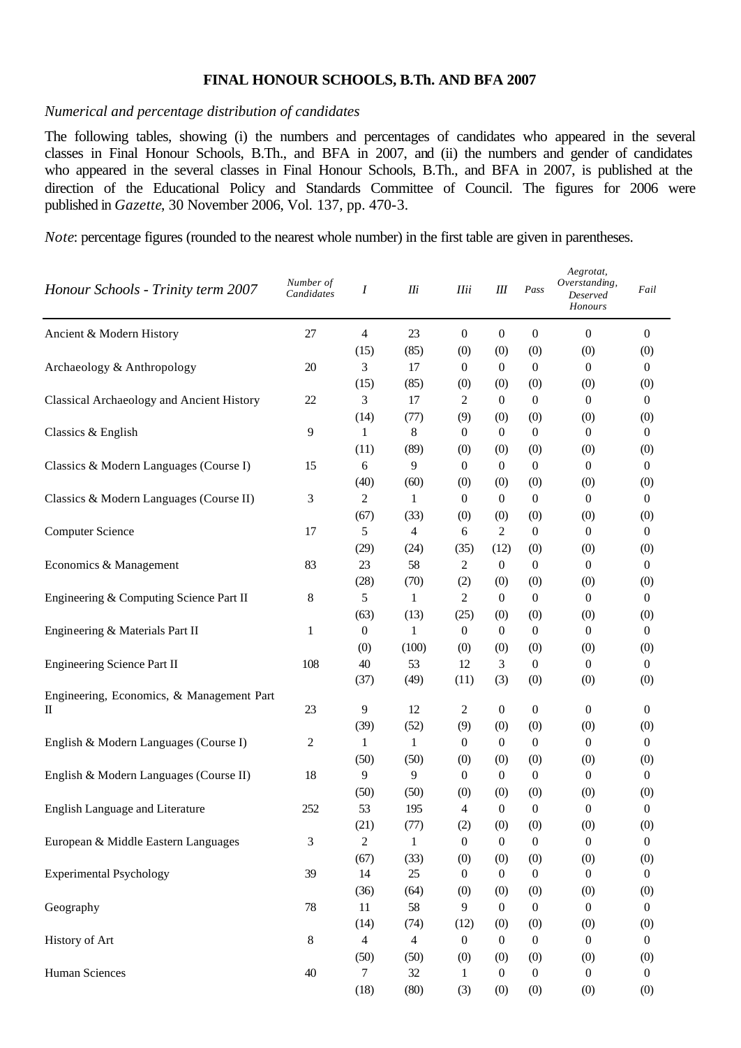**FINAL HONOUR SCHOOLS, B.Th. AND BFA 2007**

*Numerical and percentage distribution of candidates*

The following tables, showing (i) the numbers and percentages of candidates who appeared in the several classes in Final Honour Schools, B.Th., and BFA in 2007, and (ii) the numbers and gender of candidates who appeared in the several classes in Final Honour Schools, B.Th., and BFA in 2007, is published at the direction of the Educational Policy and Standards Committee of Council. The figures for 2006 were published in *Gazette*, 30 November 2006, Vol. 137, pp. 470-3.

*Note*: percentage figures (rounded to the nearest whole number) in the first table are given in parentheses.

| *Honour Schools - Trinity term 2007* | *Number of Candidates* | *I* | *IIi* | *IIii* | *III* | *Pass* | *Aegrotat, Overstanding, Deserved Honours* | *Fail* |
|---|---|---|---|---|---|---|---|---|
| Ancient & Modern History | 27 | 4 | 23 | 0 | 0 | 0 | 0 | 0 |
| | | (15) | (85) | (0) | (0) | (0) | (0) | (0) |
| Archaeology & Anthropology | 20 | 3 | 17 | 0 | 0 | 0 | 0 | 0 |
| | | (15) | (85) | (0) | (0) | (0) | (0) | (0) |
| Classical Archaeology and Ancient History | 22 | 3 | 17 | 2 | 0 | 0 | 0 | 0 |
| | | (14) | (77) | (9) | (0) | (0) | (0) | (0) |
| Classics & English | 9 | 1 | 8 | 0 | 0 | 0 | 0 | 0 |
| | | (11) | (89) | (0) | (0) | (0) | (0) | (0) |
| Classics & Modern Languages (Course I) | 15 | 6 | 9 | 0 | 0 | 0 | 0 | 0 |
| | | (40) | (60) | (0) | (0) | (0) | (0) | (0) |
| Classics & Modern Languages (Course II) | 3 | 2 | 1 | 0 | 0 | 0 | 0 | 0 |
| | | (67) | (33) | (0) | (0) | (0) | (0) | (0) |
| Computer Science | 17 | 5 | 4 | 6 | 2 | 0 | 0 | 0 |
| | | (29) | (24) | (35) | (12) | (0) | (0) | (0) |
| Economics & Management | 83 | 23 | 58 | 2 | 0 | 0 | 0 | 0 |
| | | (28) | (70) | (2) | (0) | (0) | (0) | (0) |
| Engineering & Computing Science Part II | 8 | 5 | 1 | 2 | 0 | 0 | 0 | 0 |
| | | (63) | (13) | (25) | (0) | (0) | (0) | (0) |
| Engineering & Materials Part II | 1 | 0 | 1 | 0 | 0 | 0 | 0 | 0 |
| | | (0) | (100) | (0) | (0) | (0) | (0) | (0) |
| Engineering Science Part II | 108 | 40 | 53 | 12 | 3 | 0 | 0 | 0 |
| | | (37) | (49) | (11) | (3) | (0) | (0) | (0) |
| Engineering, Economics, & Management Part II | 23 | 9 | 12 | 2 | 0 | 0 | 0 | 0 |
| | | (39) | (52) | (9) | (0) | (0) | (0) | (0) |
| English & Modern Languages (Course I) | 2 | 1 | 1 | 0 | 0 | 0 | 0 | 0 |
| | | (50) | (50) | (0) | (0) | (0) | (0) | (0) |
| English & Modern Languages (Course II) | 18 | 9 | 9 | 0 | 0 | 0 | 0 | 0 |
| | | (50) | (50) | (0) | (0) | (0) | (0) | (0) |
| English Language and Literature | 252 | 53 | 195 | 4 | 0 | 0 | 0 | 0 |
| | | (21) | (77) | (2) | (0) | (0) | (0) | (0) |
| European & Middle Eastern Languages | 3 | 2 | 1 | 0 | 0 | 0 | 0 | 0 |
| | | (67) | (33) | (0) | (0) | (0) | (0) | (0) |
| Experimental Psychology | 39 | 14 | 25 | 0 | 0 | 0 | 0 | 0 |
| | | (36) | (64) | (0) | (0) | (0) | (0) | (0) |
| Geography | 78 | 11 | 58 | 9 | 0 | 0 | 0 | 0 |
| | | (14) | (74) | (12) | (0) | (0) | (0) | (0) |
| History of Art | 8 | 4 | 4 | 0 | 0 | 0 | 0 | 0 |
| | | (50) | (50) | (0) | (0) | (0) | (0) | (0) |
| Human Sciences | 40 | 7 | 32 | 1 | 0 | 0 | 0 | 0 |
| | | (18) | (80) | (3) | (0) | (0) | (0) | (0) |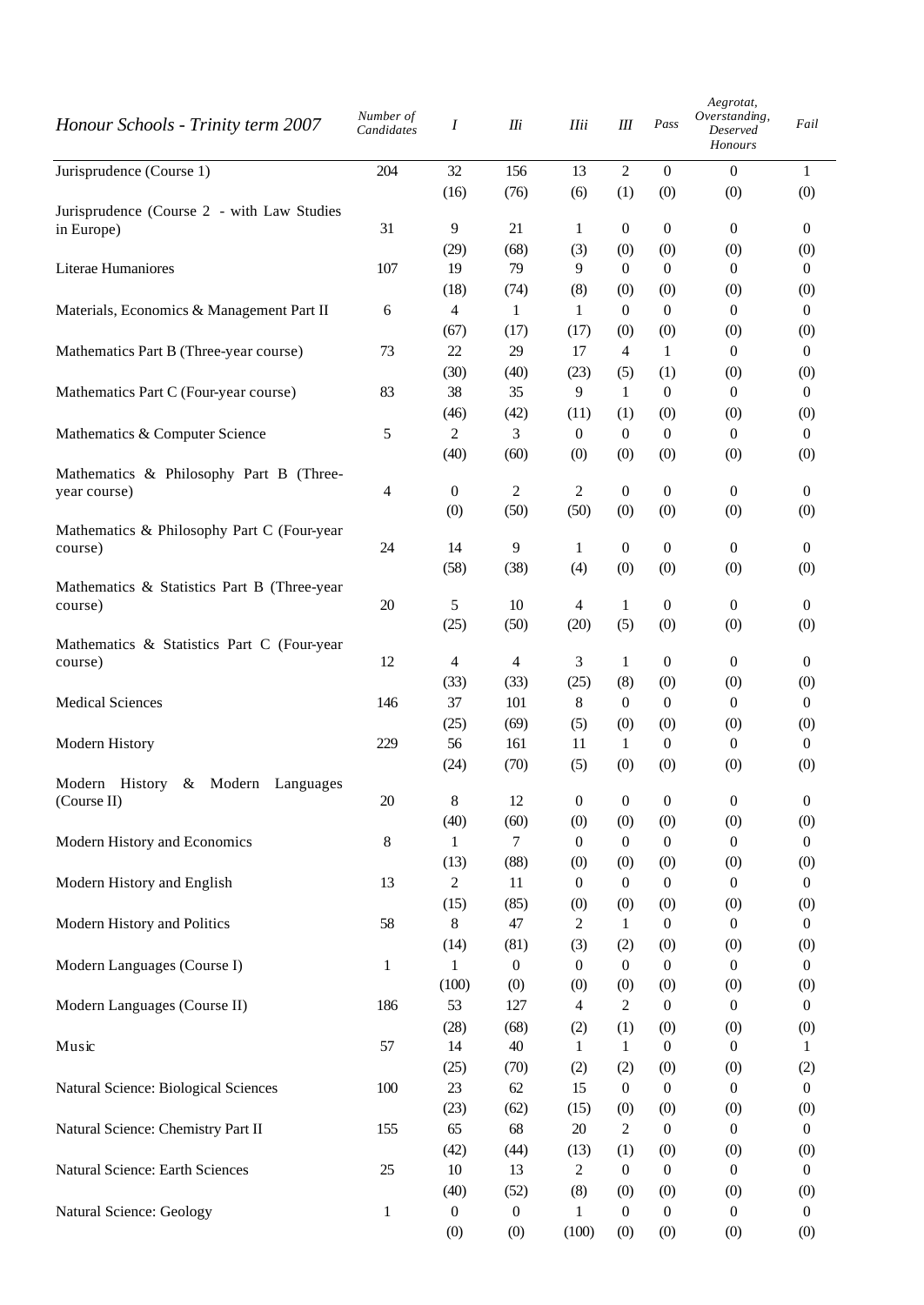| *Honour Schools - Trinity term 2007* | *Number of Candidates* | *I* | *IIi* | *IIii* | *III* | *Pass* | *Aegrotat, Overstanding, Deserved Honours* | *Fail* |
|---|---|---|---|---|---|---|---|---|
| Jurisprudence (Course 1) | 204 | 32 | 156 | 13 | 2 | 0 | 0 | 1 |
| | | (16) | (76) | (6) | (1) | (0) | (0) | (0) |
| Jurisprudence (Course 2 - with Law Studies in Europe) | 31 | 9 | 21 | 1 | 0 | 0 | 0 | 0 |
| | | (29) | (68) | (3) | (0) | (0) | (0) | (0) |
| Literae Humaniores | 107 | 19 | 79 | 9 | 0 | 0 | 0 | 0 |
| | | (18) | (74) | (8) | (0) | (0) | (0) | (0) |
| Materials, Economics & Management Part II | 6 | 4 | 1 | 1 | 0 | 0 | 0 | 0 |
| | | (67) | (17) | (17) | (0) | (0) | (0) | (0) |
| Mathematics Part B (Three-year course) | 73 | 22 | 29 | 17 | 4 | 1 | 0 | 0 |
| | | (30) | (40) | (23) | (5) | (1) | (0) | (0) |
| Mathematics Part C (Four-year course) | 83 | 38 | 35 | 9 | 1 | 0 | 0 | 0 |
| | | (46) | (42) | (11) | (1) | (0) | (0) | (0) |
| Mathematics & Computer Science | 5 | 2 | 3 | 0 | 0 | 0 | 0 | 0 |
| | | (40) | (60) | (0) | (0) | (0) | (0) | (0) |
| Mathematics & Philosophy Part B (Three-year course) | 4 | 0 | 2 | 2 | 0 | 0 | 0 | 0 |
| | | (0) | (50) | (50) | (0) | (0) | (0) | (0) |
| Mathematics & Philosophy Part C (Four-year course) | 24 | 14 | 9 | 1 | 0 | 0 | 0 | 0 |
| | | (58) | (38) | (4) | (0) | (0) | (0) | (0) |
| Mathematics & Statistics Part B (Three-year course) | 20 | 5 | 10 | 4 | 1 | 0 | 0 | 0 |
| | | (25) | (50) | (20) | (5) | (0) | (0) | (0) |
| Mathematics & Statistics Part C (Four-year course) | 12 | 4 | 4 | 3 | 1 | 0 | 0 | 0 |
| | | (33) | (33) | (25) | (8) | (0) | (0) | (0) |
| Medical Sciences | 146 | 37 | 101 | 8 | 0 | 0 | 0 | 0 |
| | | (25) | (69) | (5) | (0) | (0) | (0) | (0) |
| Modern History | 229 | 56 | 161 | 11 | 1 | 0 | 0 | 0 |
| | | (24) | (70) | (5) | (0) | (0) | (0) | (0) |
| Modern History & Modern Languages (Course II) | 20 | 8 | 12 | 0 | 0 | 0 | 0 | 0 |
| | | (40) | (60) | (0) | (0) | (0) | (0) | (0) |
| Modern History and Economics | 8 | 1 | 7 | 0 | 0 | 0 | 0 | 0 |
| | | (13) | (88) | (0) | (0) | (0) | (0) | (0) |
| Modern History and English | 13 | 2 | 11 | 0 | 0 | 0 | 0 | 0 |
| | | (15) | (85) | (0) | (0) | (0) | (0) | (0) |
| Modern History and Politics | 58 | 8 | 47 | 2 | 1 | 0 | 0 | 0 |
| | | (14) | (81) | (3) | (2) | (0) | (0) | (0) |
| Modern Languages (Course I) | 1 | 1 | 0 | 0 | 0 | 0 | 0 | 0 |
| | | (100) | (0) | (0) | (0) | (0) | (0) | (0) |
| Modern Languages (Course II) | 186 | 53 | 127 | 4 | 2 | 0 | 0 | 0 |
| | | (28) | (68) | (2) | (1) | (0) | (0) | (0) |
| Music | 57 | 14 | 40 | 1 | 1 | 0 | 0 | 1 |
| | | (25) | (70) | (2) | (2) | (0) | (0) | (2) |
| Natural Science: Biological Sciences | 100 | 23 | 62 | 15 | 0 | 0 | 0 | 0 |
| | | (23) | (62) | (15) | (0) | (0) | (0) | (0) |
| Natural Science: Chemistry Part II | 155 | 65 | 68 | 20 | 2 | 0 | 0 | 0 |
| | | (42) | (44) | (13) | (1) | (0) | (0) | (0) |
| Natural Science: Earth Sciences | 25 | 10 | 13 | 2 | 0 | 0 | 0 | 0 |
| | | (40) | (52) | (8) | (0) | (0) | (0) | (0) |
| Natural Science: Geology | 1 | 0 | 0 | 1 | 0 | 0 | 0 | 0 |
| | | (0) | (0) | (100) | (0) | (0) | (0) | (0) |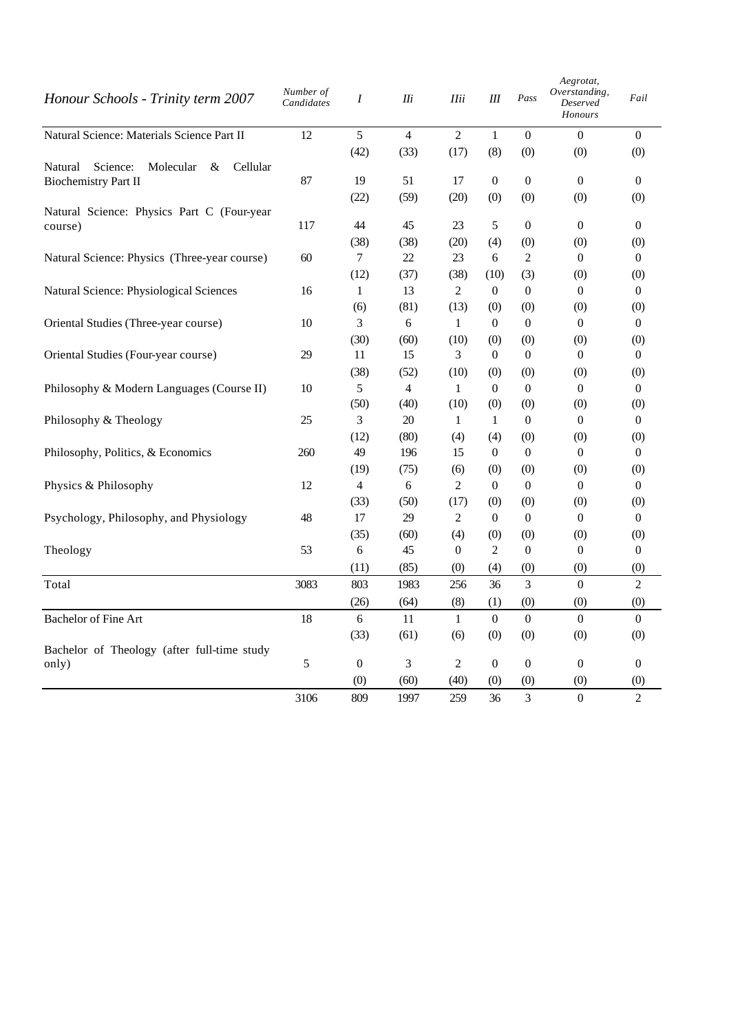| *Honour Schools - Trinity term 2007* | *Number of Candidates* | *I* | *IIi* | *IIii* | *III* | *Pass* | *Aegrotat, Overstanding, Deserved Honours* | *Fail* |
|---|---|---|---|---|---|---|---|---|
| Natural Science: Materials Science Part II | 12 | 5 | 4 | 2 | 1 | 0 | 0 | 0 |
| | | (42) | (33) | (17) | (8) | (0) | (0) | (0) |
| Natural Science: Molecular & Cellular Biochemistry Part II | 87 | 19 | 51 | 17 | 0 | 0 | 0 | 0 |
| | | (22) | (59) | (20) | (0) | (0) | (0) | (0) |
| Natural Science: Physics Part C (Four-year course) | 117 | 44 | 45 | 23 | 5 | 0 | 0 | 0 |
| | | (38) | (38) | (20) | (4) | (0) | (0) | (0) |
| Natural Science: Physics (Three-year course) | 60 | 7 | 22 | 23 | 6 | 2 | 0 | 0 |
| | | (12) | (37) | (38) | (10) | (3) | (0) | (0) |
| Natural Science: Physiological Sciences | 16 | 1 | 13 | 2 | 0 | 0 | 0 | 0 |
| | | (6) | (81) | (13) | (0) | (0) | (0) | (0) |
| Oriental Studies (Three-year course) | 10 | 3 | 6 | 1 | 0 | 0 | 0 | 0 |
| | | (30) | (60) | (10) | (0) | (0) | (0) | (0) |
| Oriental Studies (Four-year course) | 29 | 11 | 15 | 3 | 0 | 0 | 0 | 0 |
| | | (38) | (52) | (10) | (0) | (0) | (0) | (0) |
| Philosophy & Modern Languages (Course II) | 10 | 5 | 4 | 1 | 0 | 0 | 0 | 0 |
| | | (50) | (40) | (10) | (0) | (0) | (0) | (0) |
| Philosophy & Theology | 25 | 3 | 20 | 1 | 1 | 0 | 0 | 0 |
| | | (12) | (80) | (4) | (4) | (0) | (0) | (0) |
| Philosophy, Politics, & Economics | 260 | 49 | 196 | 15 | 0 | 0 | 0 | 0 |
| | | (19) | (75) | (6) | (0) | (0) | (0) | (0) |
| Physics & Philosophy | 12 | 4 | 6 | 2 | 0 | 0 | 0 | 0 |
| | | (33) | (50) | (17) | (0) | (0) | (0) | (0) |
| Psychology, Philosophy, and Physiology | 48 | 17 | 29 | 2 | 0 | 0 | 0 | 0 |
| | | (35) | (60) | (4) | (0) | (0) | (0) | (0) |
| Theology | 53 | 6 | 45 | 0 | 2 | 0 | 0 | 0 |
| | | (11) | (85) | (0) | (4) | (0) | (0) | (0) |
| Total | 3083 | 803 | 1983 | 256 | 36 | 3 | 0 | 2 |
| | | (26) | (64) | (8) | (1) | (0) | (0) | (0) |
| Bachelor of Fine Art | 18 | 6 | 11 | 1 | 0 | 0 | 0 | 0 |
| | | (33) | (61) | (6) | (0) | (0) | (0) | (0) |
| Bachelor of Theology (after full-time study only) | 5 | 0 | 3 | 2 | 0 | 0 | 0 | 0 |
| | | (0) | (60) | (40) | (0) | (0) | (0) | (0) |
| | 3106 | 809 | 1997 | 259 | 36 | 3 | 0 | 2 |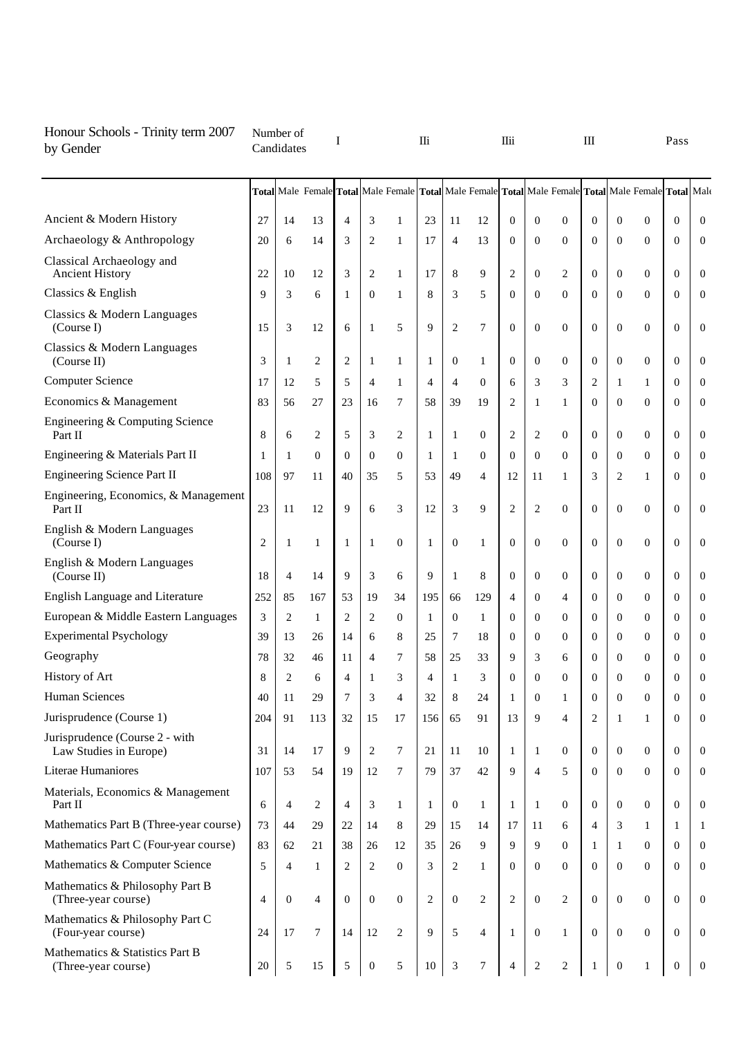# Honour Schools - Trinity term 2007 by Gender

| | Number of Candidates | | | I | | | IIi | | | IIii | | | III | | | Pass | |
|---|---|---|---|---|---|---|---|---|---|---|---|---|---|---|---|---|---|
| | **Total** | Male | Female | **Total** | Male | Female | **Total** | Male | Female | **Total** | Male | Female | **Total** | Male | Female | **Total** | Male |
| Ancient & Modern History | 27 | 14 | 13 | 4 | 3 | 1 | 23 | 11 | 12 | 0 | 0 | 0 | 0 | 0 | 0 | 0 | 0 |
| Archaeology & Anthropology | 20 | 6 | 14 | 3 | 2 | 1 | 17 | 4 | 13 | 0 | 0 | 0 | 0 | 0 | 0 | 0 | 0 |
| Classical Archaeology and Ancient History | 22 | 10 | 12 | 3 | 2 | 1 | 17 | 8 | 9 | 2 | 0 | 2 | 0 | 0 | 0 | 0 | 0 |
| Classics & English | 9 | 3 | 6 | 1 | 0 | 1 | 8 | 3 | 5 | 0 | 0 | 0 | 0 | 0 | 0 | 0 | 0 |
| Classics & Modern Languages (Course I) | 15 | 3 | 12 | 6 | 1 | 5 | 9 | 2 | 7 | 0 | 0 | 0 | 0 | 0 | 0 | 0 | 0 |
| Classics & Modern Languages (Course II) | 3 | 1 | 2 | 2 | 1 | 1 | 1 | 0 | 1 | 0 | 0 | 0 | 0 | 0 | 0 | 0 | 0 |
| Computer Science | 17 | 12 | 5 | 5 | 4 | 1 | 4 | 4 | 0 | 6 | 3 | 3 | 2 | 1 | 1 | 0 | 0 |
| Economics & Management | 83 | 56 | 27 | 23 | 16 | 7 | 58 | 39 | 19 | 2 | 1 | 1 | 0 | 0 | 0 | 0 | 0 |
| Engineering & Computing Science Part II | 8 | 6 | 2 | 5 | 3 | 2 | 1 | 1 | 0 | 2 | 2 | 0 | 0 | 0 | 0 | 0 | 0 |
| Engineering & Materials Part II | 1 | 1 | 0 | 0 | 0 | 0 | 1 | 1 | 0 | 0 | 0 | 0 | 0 | 0 | 0 | 0 | 0 |
| Engineering Science Part II | 108 | 97 | 11 | 40 | 35 | 5 | 53 | 49 | 4 | 12 | 11 | 1 | 3 | 2 | 1 | 0 | 0 |
| Engineering, Economics, & Management Part II | 23 | 11 | 12 | 9 | 6 | 3 | 12 | 3 | 9 | 2 | 2 | 0 | 0 | 0 | 0 | 0 | 0 |
| English & Modern Languages (Course I) | 2 | 1 | 1 | 1 | 1 | 0 | 1 | 0 | 1 | 0 | 0 | 0 | 0 | 0 | 0 | 0 | 0 |
| English & Modern Languages (Course II) | 18 | 4 | 14 | 9 | 3 | 6 | 9 | 1 | 8 | 0 | 0 | 0 | 0 | 0 | 0 | 0 | 0 |
| English Language and Literature | 252 | 85 | 167 | 53 | 19 | 34 | 195 | 66 | 129 | 4 | 0 | 4 | 0 | 0 | 0 | 0 | 0 |
| European & Middle Eastern Languages | 3 | 2 | 1 | 2 | 2 | 0 | 1 | 0 | 1 | 0 | 0 | 0 | 0 | 0 | 0 | 0 | 0 |
| Experimental Psychology | 39 | 13 | 26 | 14 | 6 | 8 | 25 | 7 | 18 | 0 | 0 | 0 | 0 | 0 | 0 | 0 | 0 |
| Geography | 78 | 32 | 46 | 11 | 4 | 7 | 58 | 25 | 33 | 9 | 3 | 6 | 0 | 0 | 0 | 0 | 0 |
| History of Art | 8 | 2 | 6 | 4 | 1 | 3 | 4 | 1 | 3 | 0 | 0 | 0 | 0 | 0 | 0 | 0 | 0 |
| Human Sciences | 40 | 11 | 29 | 7 | 3 | 4 | 32 | 8 | 24 | 1 | 0 | 1 | 0 | 0 | 0 | 0 | 0 |
| Jurisprudence (Course 1) | 204 | 91 | 113 | 32 | 15 | 17 | 156 | 65 | 91 | 13 | 9 | 4 | 2 | 1 | 1 | 0 | 0 |
| Jurisprudence (Course 2 - with Law Studies in Europe) | 31 | 14 | 17 | 9 | 2 | 7 | 21 | 11 | 10 | 1 | 1 | 0 | 0 | 0 | 0 | 0 | 0 |
| Literae Humaniores | 107 | 53 | 54 | 19 | 12 | 7 | 79 | 37 | 42 | 9 | 4 | 5 | 0 | 0 | 0 | 0 | 0 |
| Materials, Economics & Management Part II | 6 | 4 | 2 | 4 | 3 | 1 | 1 | 0 | 1 | 1 | 1 | 0 | 0 | 0 | 0 | 0 | 0 |
| Mathematics Part B (Three-year course) | 73 | 44 | 29 | 22 | 14 | 8 | 29 | 15 | 14 | 17 | 11 | 6 | 4 | 3 | 1 | 1 | 1 |
| Mathematics Part C (Four-year course) | 83 | 62 | 21 | 38 | 26 | 12 | 35 | 26 | 9 | 9 | 9 | 0 | 1 | 1 | 0 | 0 | 0 |
| Mathematics & Computer Science | 5 | 4 | 1 | 2 | 2 | 0 | 3 | 2 | 1 | 0 | 0 | 0 | 0 | 0 | 0 | 0 | 0 |
| Mathematics & Philosophy Part B (Three-year course) | 4 | 0 | 4 | 0 | 0 | 0 | 2 | 0 | 2 | 2 | 0 | 2 | 0 | 0 | 0 | 0 | 0 |
| Mathematics & Philosophy Part C (Four-year course) | 24 | 17 | 7 | 14 | 12 | 2 | 9 | 5 | 4 | 1 | 0 | 1 | 0 | 0 | 0 | 0 | 0 |
| Mathematics & Statistics Part B (Three-year course) | 20 | 5 | 15 | 5 | 0 | 5 | 10 | 3 | 7 | 4 | 2 | 2 | 1 | 0 | 1 | 0 | 0 |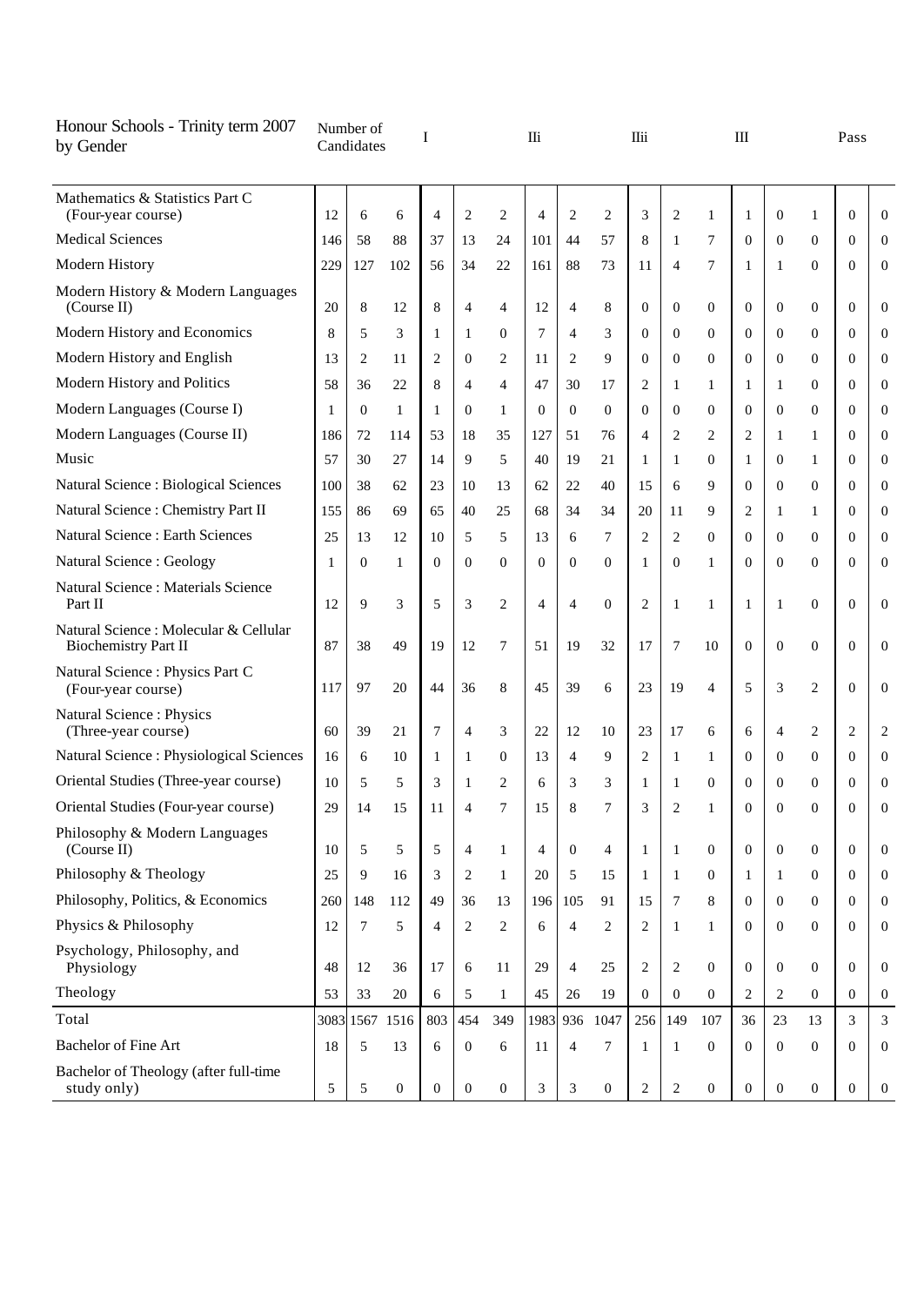| Honour Schools - Trinity term 2007 by Gender | Number of Candidates | | | I | | | IIi | | | IIii | | | III | | | Pass | |
|---|---|---|---|---|---|---|---|---|---|---|---|---|---|---|---|---|---|
| Mathematics & Statistics Part C (Four-year course) | 12 | 6 | 6 | 4 | 2 | 2 | 4 | 2 | 2 | 3 | 2 | 1 | 1 | 0 | 1 | 0 | 0 |
| Medical Sciences | 146 | 58 | 88 | 37 | 13 | 24 | 101 | 44 | 57 | 8 | 1 | 7 | 0 | 0 | 0 | 0 | 0 |
| Modern History | 229 | 127 | 102 | 56 | 34 | 22 | 161 | 88 | 73 | 11 | 4 | 7 | 1 | 1 | 0 | 0 | 0 |
| Modern History & Modern Languages (Course II) | 20 | 8 | 12 | 8 | 4 | 4 | 12 | 4 | 8 | 0 | 0 | 0 | 0 | 0 | 0 | 0 | 0 |
| Modern History and Economics | 8 | 5 | 3 | 1 | 1 | 0 | 7 | 4 | 3 | 0 | 0 | 0 | 0 | 0 | 0 | 0 | 0 |
| Modern History and English | 13 | 2 | 11 | 2 | 0 | 2 | 11 | 2 | 9 | 0 | 0 | 0 | 0 | 0 | 0 | 0 | 0 |
| Modern History and Politics | 58 | 36 | 22 | 8 | 4 | 4 | 47 | 30 | 17 | 2 | 1 | 1 | 1 | 1 | 0 | 0 | 0 |
| Modern Languages (Course I) | 1 | 0 | 1 | 1 | 0 | 1 | 0 | 0 | 0 | 0 | 0 | 0 | 0 | 0 | 0 | 0 | 0 |
| Modern Languages (Course II) | 186 | 72 | 114 | 53 | 18 | 35 | 127 | 51 | 76 | 4 | 2 | 2 | 2 | 1 | 1 | 0 | 0 |
| Music | 57 | 30 | 27 | 14 | 9 | 5 | 40 | 19 | 21 | 1 | 1 | 0 | 1 | 0 | 1 | 0 | 0 |
| Natural Science : Biological Sciences | 100 | 38 | 62 | 23 | 10 | 13 | 62 | 22 | 40 | 15 | 6 | 9 | 0 | 0 | 0 | 0 | 0 |
| Natural Science : Chemistry Part II | 155 | 86 | 69 | 65 | 40 | 25 | 68 | 34 | 34 | 20 | 11 | 9 | 2 | 1 | 1 | 0 | 0 |
| Natural Science : Earth Sciences | 25 | 13 | 12 | 10 | 5 | 5 | 13 | 6 | 7 | 2 | 2 | 0 | 0 | 0 | 0 | 0 | 0 |
| Natural Science : Geology | 1 | 0 | 1 | 0 | 0 | 0 | 0 | 0 | 0 | 1 | 0 | 1 | 0 | 0 | 0 | 0 | 0 |
| Natural Science : Materials Science Part II | 12 | 9 | 3 | 5 | 3 | 2 | 4 | 4 | 0 | 2 | 1 | 1 | 1 | 1 | 0 | 0 | 0 |
| Natural Science : Molecular & Cellular Biochemistry Part II | 87 | 38 | 49 | 19 | 12 | 7 | 51 | 19 | 32 | 17 | 7 | 10 | 0 | 0 | 0 | 0 | 0 |
| Natural Science : Physics Part C (Four-year course) | 117 | 97 | 20 | 44 | 36 | 8 | 45 | 39 | 6 | 23 | 19 | 4 | 5 | 3 | 2 | 0 | 0 |
| Natural Science : Physics (Three-year course) | 60 | 39 | 21 | 7 | 4 | 3 | 22 | 12 | 10 | 23 | 17 | 6 | 6 | 4 | 2 | 2 | 2 |
| Natural Science : Physiological Sciences | 16 | 6 | 10 | 1 | 1 | 0 | 13 | 4 | 9 | 2 | 1 | 1 | 0 | 0 | 0 | 0 | 0 |
| Oriental Studies (Three-year course) | 10 | 5 | 5 | 3 | 1 | 2 | 6 | 3 | 3 | 1 | 1 | 0 | 0 | 0 | 0 | 0 | 0 |
| Oriental Studies (Four-year course) | 29 | 14 | 15 | 11 | 4 | 7 | 15 | 8 | 7 | 3 | 2 | 1 | 0 | 0 | 0 | 0 | 0 |
| Philosophy & Modern Languages (Course II) | 10 | 5 | 5 | 5 | 4 | 1 | 4 | 0 | 4 | 1 | 1 | 0 | 0 | 0 | 0 | 0 | 0 |
| Philosophy & Theology | 25 | 9 | 16 | 3 | 2 | 1 | 20 | 5 | 15 | 1 | 1 | 0 | 1 | 1 | 0 | 0 | 0 |
| Philosophy, Politics, & Economics | 260 | 148 | 112 | 49 | 36 | 13 | 196 | 105 | 91 | 15 | 7 | 8 | 0 | 0 | 0 | 0 | 0 |
| Physics & Philosophy | 12 | 7 | 5 | 4 | 2 | 2 | 6 | 4 | 2 | 2 | 1 | 1 | 0 | 0 | 0 | 0 | 0 |
| Psychology, Philosophy, and Physiology | 48 | 12 | 36 | 17 | 6 | 11 | 29 | 4 | 25 | 2 | 2 | 0 | 0 | 0 | 0 | 0 | 0 |
| Theology | 53 | 33 | 20 | 6 | 5 | 1 | 45 | 26 | 19 | 0 | 0 | 0 | 2 | 2 | 0 | 0 | 0 |
| Total | 3083 | 1567 | 1516 | 803 | 454 | 349 | 1983 | 936 | 1047 | 256 | 149 | 107 | 36 | 23 | 13 | 3 | 3 |
| Bachelor of Fine Art | 18 | 5 | 13 | 6 | 0 | 6 | 11 | 4 | 7 | 1 | 1 | 0 | 0 | 0 | 0 | 0 | 0 |
| Bachelor of Theology (after full-time study only) | 5 | 5 | 0 | 0 | 0 | 0 | 3 | 3 | 0 | 2 | 2 | 0 | 0 | 0 | 0 | 0 | 0 |